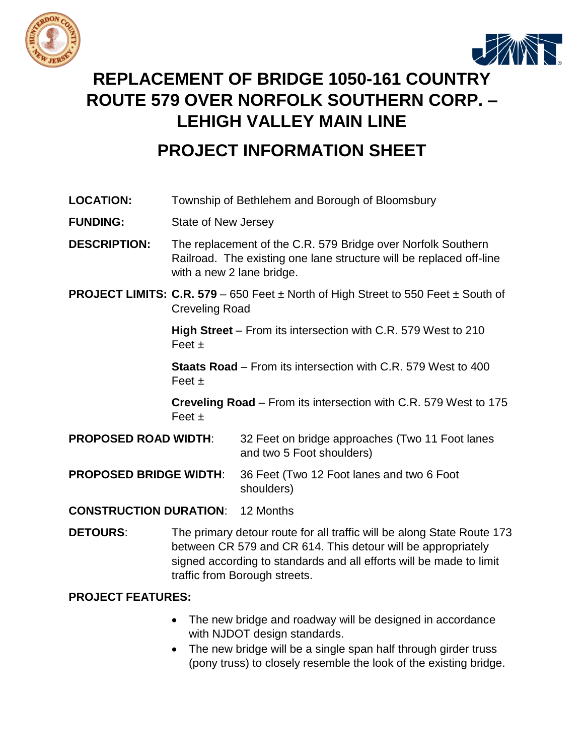# REPLACEMENT OF BRIDGE 1050-161 COUNTRY ROUTE 579 OVER NORFOLK SOUTHERN CORP. – LEHIGH VALLEY MAIN LINE

## PROJECT INFORMATION SHEET

**LOCATION:** Township of Bethlehem and Borough of Bloomsbury

**FUNDING:** State of New Jersey

**DESCRIPTION:** The replacement of the C.R. 579 Bridge over Norfolk Southern Railroad. The existing one lane structure will be replaced off-line with a new 2 lane bridge.

**PROJECT LIMITS:** **C.R. 579** – 650 Feet ± North of High Street to 550 Feet ± South of Creveling Road

**High Street** – From its intersection with C.R. 579 West to 210 Feet ±

**Staats Road** – From its intersection with C.R. 579 West to 400 Feet ±

**Creveling Road** – From its intersection with C.R. 579 West to 175 Feet ±

**PROPOSED ROAD WIDTH**: 32 Feet on bridge approaches (Two 11 Foot lanes and two 5 Foot shoulders)

**PROPOSED BRIDGE WIDTH**: 36 Feet (Two 12 Foot lanes and two 6 Foot shoulders)

**CONSTRUCTION DURATION**: 12 Months

**DETOURS**: The primary detour route for all traffic will be along State Route 173 between CR 579 and CR 614. This detour will be appropriately signed according to standards and all efforts will be made to limit traffic from Borough streets.

**PROJECT FEATURES:**

- The new bridge and roadway will be designed in accordance with NJDOT design standards.
- The new bridge will be a single span half through girder truss (pony truss) to closely resemble the look of the existing bridge.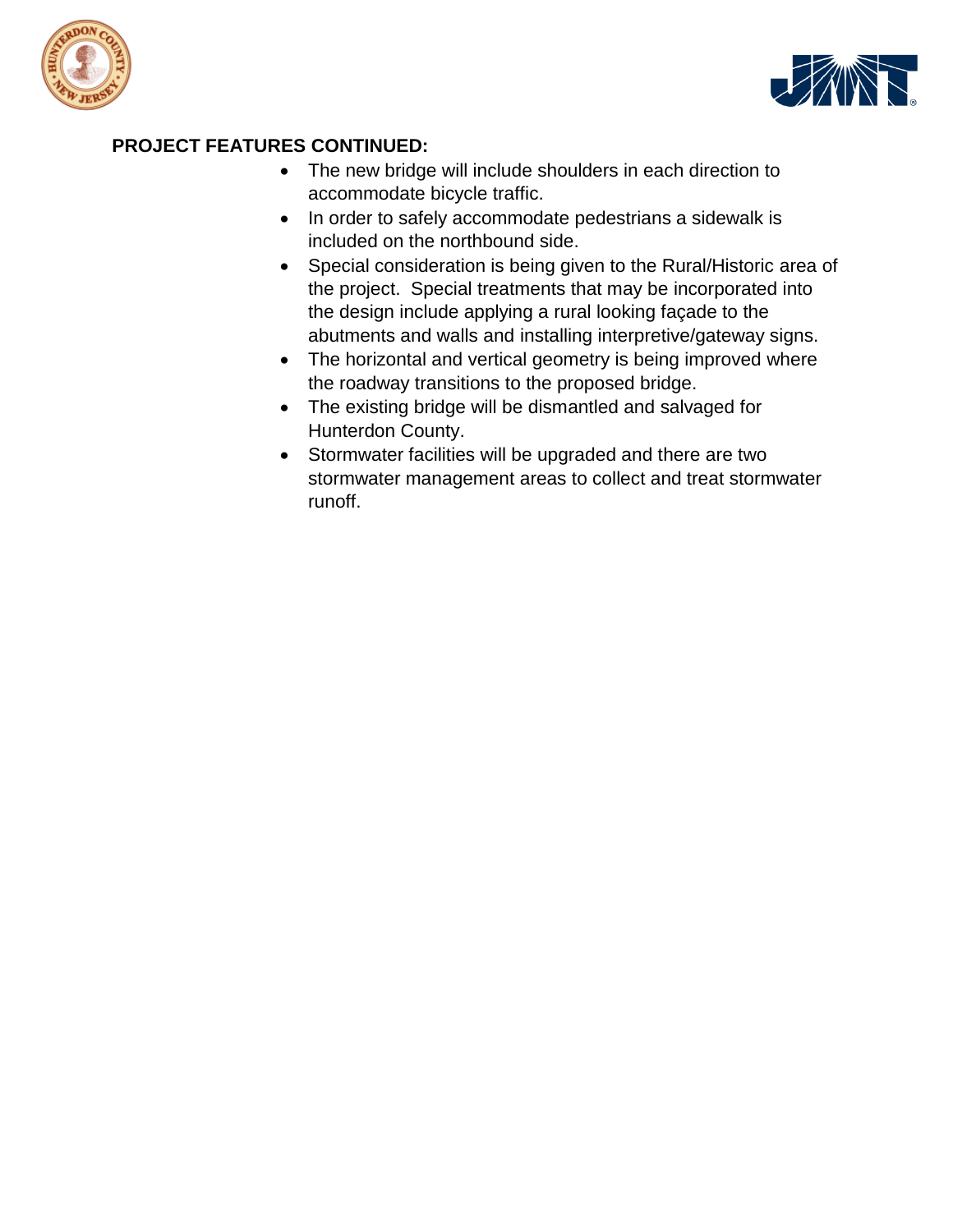**PROJECT FEATURES CONTINUED:**

- The new bridge will include shoulders in each direction to accommodate bicycle traffic.
- In order to safely accommodate pedestrians a sidewalk is included on the northbound side.
- Special consideration is being given to the Rural/Historic area of the project. Special treatments that may be incorporated into the design include applying a rural looking façade to the abutments and walls and installing interpretive/gateway signs.
- The horizontal and vertical geometry is being improved where the roadway transitions to the proposed bridge.
- The existing bridge will be dismantled and salvaged for Hunterdon County.
- Stormwater facilities will be upgraded and there are two stormwater management areas to collect and treat stormwater runoff.